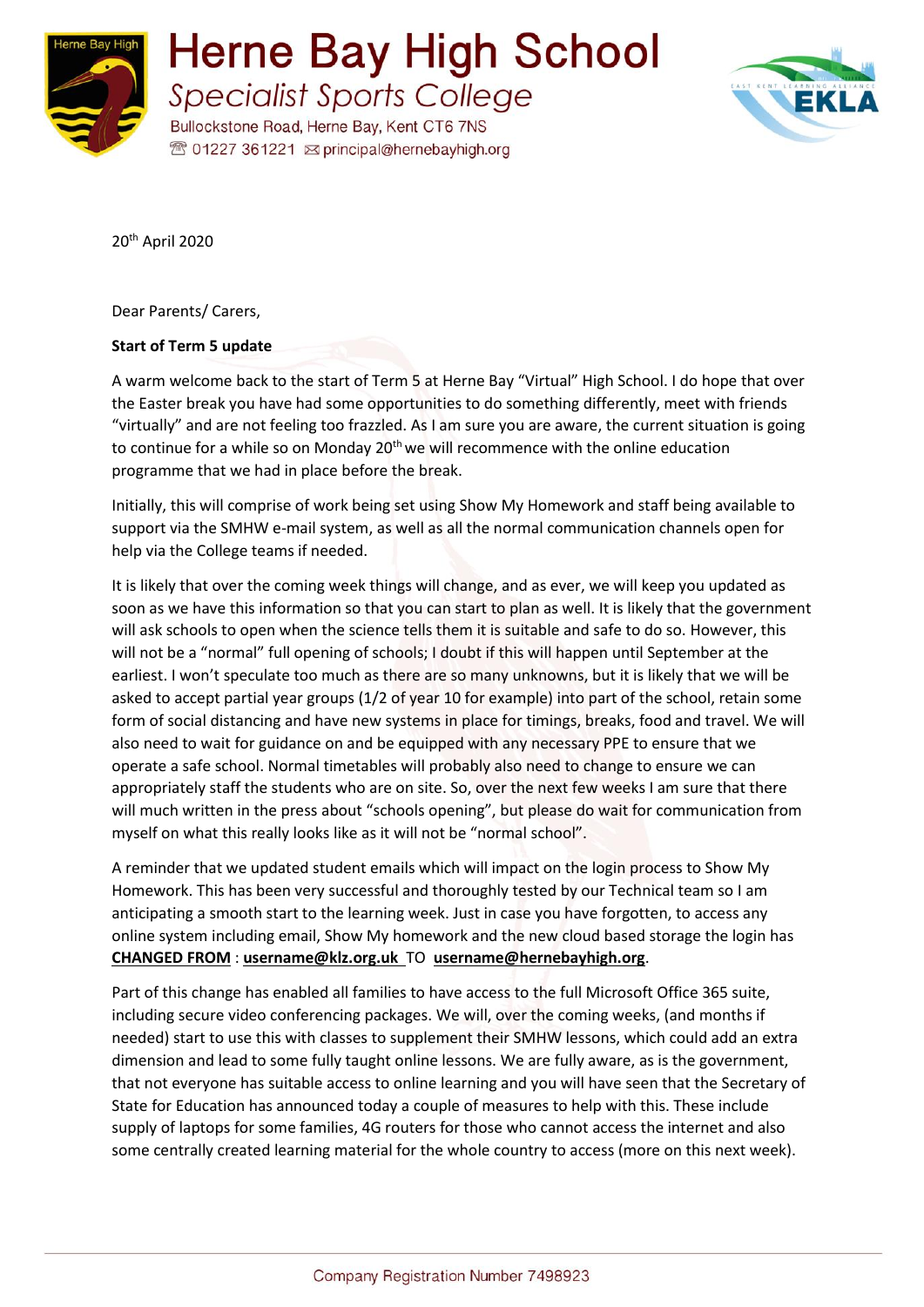# Herne Bay High School

## Specialist Sports College

Bullockstone Road, Herne Bay, Kent CT6 7NS
01227 361221 principal@hernebayhigh.org

20th April 2020

Dear Parents/ Carers,

**Start of Term 5 update**

A warm welcome back to the start of Term 5 at Herne Bay "Virtual" High School. I do hope that over the Easter break you have had some opportunities to do something differently, meet with friends "virtually" and are not feeling too frazzled. As I am sure you are aware, the current situation is going to continue for a while so on Monday 20th we will recommence with the online education programme that we had in place before the break.

Initially, this will comprise of work being set using Show My Homework and staff being available to support via the SMHW e-mail system, as well as all the normal communication channels open for help via the College teams if needed.

It is likely that over the coming week things will change, and as ever, we will keep you updated as soon as we have this information so that you can start to plan as well. It is likely that the government will ask schools to open when the science tells them it is suitable and safe to do so. However, this will not be a "normal" full opening of schools; I doubt if this will happen until September at the earliest. I won't speculate too much as there are so many unknowns, but it is likely that we will be asked to accept partial year groups (1/2 of year 10 for example) into part of the school, retain some form of social distancing and have new systems in place for timings, breaks, food and travel. We will also need to wait for guidance on and be equipped with any necessary PPE to ensure that we operate a safe school. Normal timetables will probably also need to change to ensure we can appropriately staff the students who are on site. So, over the next few weeks I am sure that there will much written in the press about "schools opening", but please do wait for communication from myself on what this really looks like as it will not be "normal school".

A reminder that we updated student emails which will impact on the login process to Show My Homework. This has been very successful and thoroughly tested by our Technical team so I am anticipating a smooth start to the learning week. Just in case you have forgotten, to access any online system including email, Show My homework and the new cloud based storage the login has **CHANGED FROM** : **username@klz.org.uk** TO **username@hernebayhigh.org**.

Part of this change has enabled all families to have access to the full Microsoft Office 365 suite, including secure video conferencing packages. We will, over the coming weeks, (and months if needed) start to use this with classes to supplement their SMHW lessons, which could add an extra dimension and lead to some fully taught online lessons. We are fully aware, as is the government, that not everyone has suitable access to online learning and you will have seen that the Secretary of State for Education has announced today a couple of measures to help with this. These include supply of laptops for some families, 4G routers for those who cannot access the internet and also some centrally created learning material for the whole country to access (more on this next week).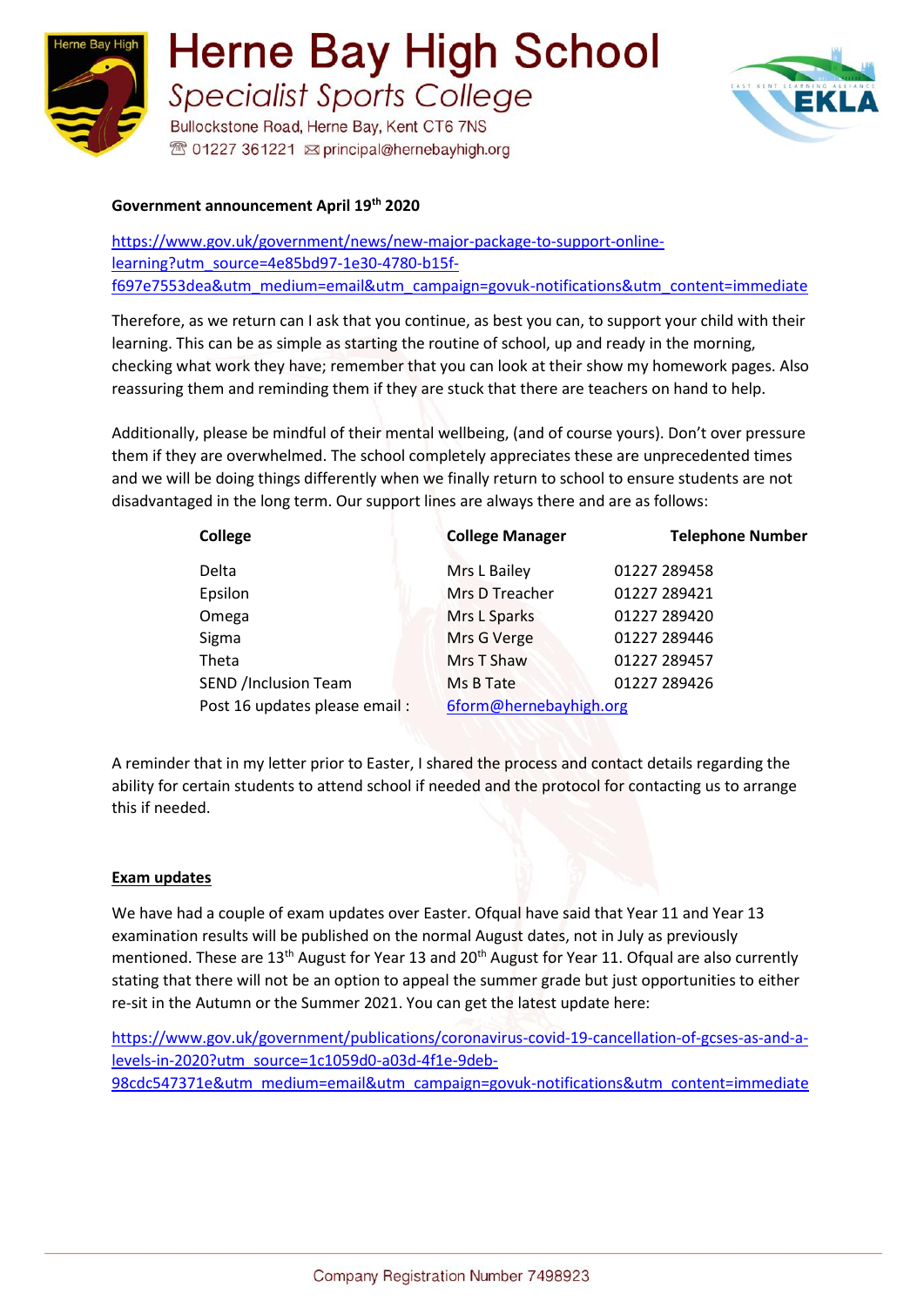**Government announcement April 19th 2020**

https://www.gov.uk/government/news/new-major-package-to-support-online-learning?utm_source=4e85bd97-1e30-4780-b15f-f697e7553dea&utm_medium=email&utm_campaign=govuk-notifications&utm_content=immediate

Therefore, as we return can I ask that you continue, as best you can, to support your child with their learning. This can be as simple as starting the routine of school, up and ready in the morning, checking what work they have; remember that you can look at their show my homework pages. Also reassuring them and reminding them if they are stuck that there are teachers on hand to help.

Additionally, please be mindful of their mental wellbeing, (and of course yours). Don't over pressure them if they are overwhelmed. The school completely appreciates these are unprecedented times and we will be doing things differently when we finally return to school to ensure students are not disadvantaged in the long term. Our support lines are always there and are as follows:

| College | College Manager | Telephone Number |
|---|---|---|
| Delta | Mrs L Bailey | 01227 289458 |
| Epsilon | Mrs D Treacher | 01227 289421 |
| Omega | Mrs L Sparks | 01227 289420 |
| Sigma | Mrs G Verge | 01227 289446 |
| Theta | Mrs T Shaw | 01227 289457 |
| SEND /Inclusion Team | Ms B Tate | 01227 289426 |
| Post 16 updates please email : | 6form@hernebayhigh.org | |

A reminder that in my letter prior to Easter, I shared the process and contact details regarding the ability for certain students to attend school if needed and the protocol for contacting us to arrange this if needed.

**Exam updates**

We have had a couple of exam updates over Easter. Ofqual have said that Year 11 and Year 13 examination results will be published on the normal August dates, not in July as previously mentioned. These are 13th August for Year 13 and 20th August for Year 11. Ofqual are also currently stating that there will not be an option to appeal the summer grade but just opportunities to either re-sit in the Autumn or the Summer 2021. You can get the latest update here:

https://www.gov.uk/government/publications/coronavirus-covid-19-cancellation-of-gcses-as-and-a-levels-in-2020?utm_source=1c1059d0-a03d-4f1e-9deb-98cdc547371e&utm_medium=email&utm_campaign=govuk-notifications&utm_content=immediate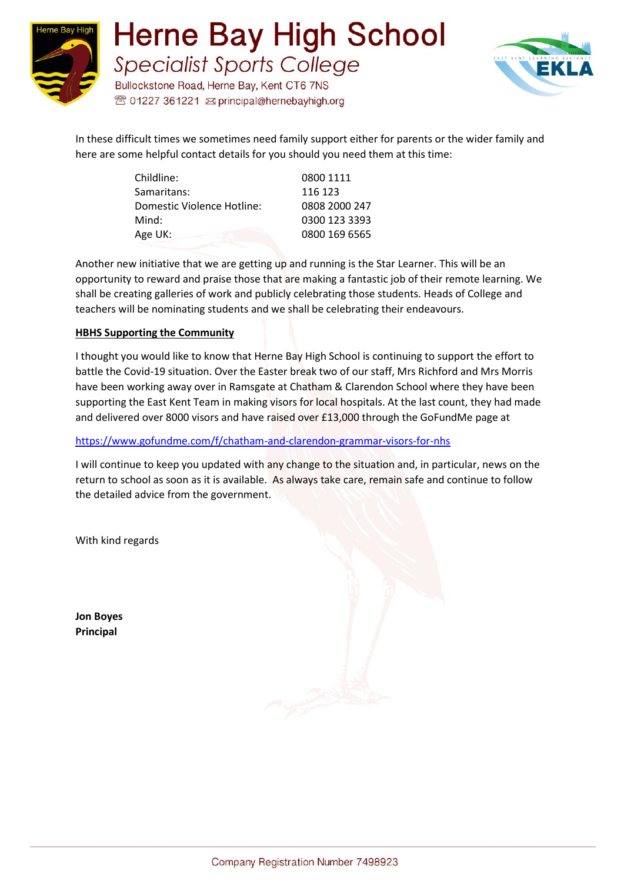# Herne Bay High School

*Specialist Sports College*

Bullockstone Road, Herne Bay, Kent CT6 7NS

01227 361221 principal@hernebayhigh.org

In these difficult times we sometimes need family support either for parents or the wider family and here are some helpful contact details for you should you need them at this time:

| | |
|---|---|
| Childline: | 0800 1111 |
| Samaritans: | 116 123 |
| Domestic Violence Hotline: | 0808 2000 247 |
| Mind: | 0300 123 3393 |
| Age UK: | 0800 169 6565 |

Another new initiative that we are getting up and running is the Star Learner. This will be an opportunity to reward and praise those that are making a fantastic job of their remote learning. We shall be creating galleries of work and publicly celebrating those students. Heads of College and teachers will be nominating students and we shall be celebrating their endeavours.

**HBHS Supporting the Community**

I thought you would like to know that Herne Bay High School is continuing to support the effort to battle the Covid-19 situation. Over the Easter break two of our staff, Mrs Richford and Mrs Morris have been working away over in Ramsgate at Chatham & Clarendon School where they have been supporting the East Kent Team in making visors for local hospitals. At the last count, they had made and delivered over 8000 visors and have raised over £13,000 through the GoFundMe page at

https://www.gofundme.com/f/chatham-and-clarendon-grammar-visors-for-nhs

I will continue to keep you updated with any change to the situation and, in particular, news on the return to school as soon as it is available. As always take care, remain safe and continue to follow the detailed advice from the government.

With kind regards

**Jon Boyes**
**Principal**

Company Registration Number 7498923